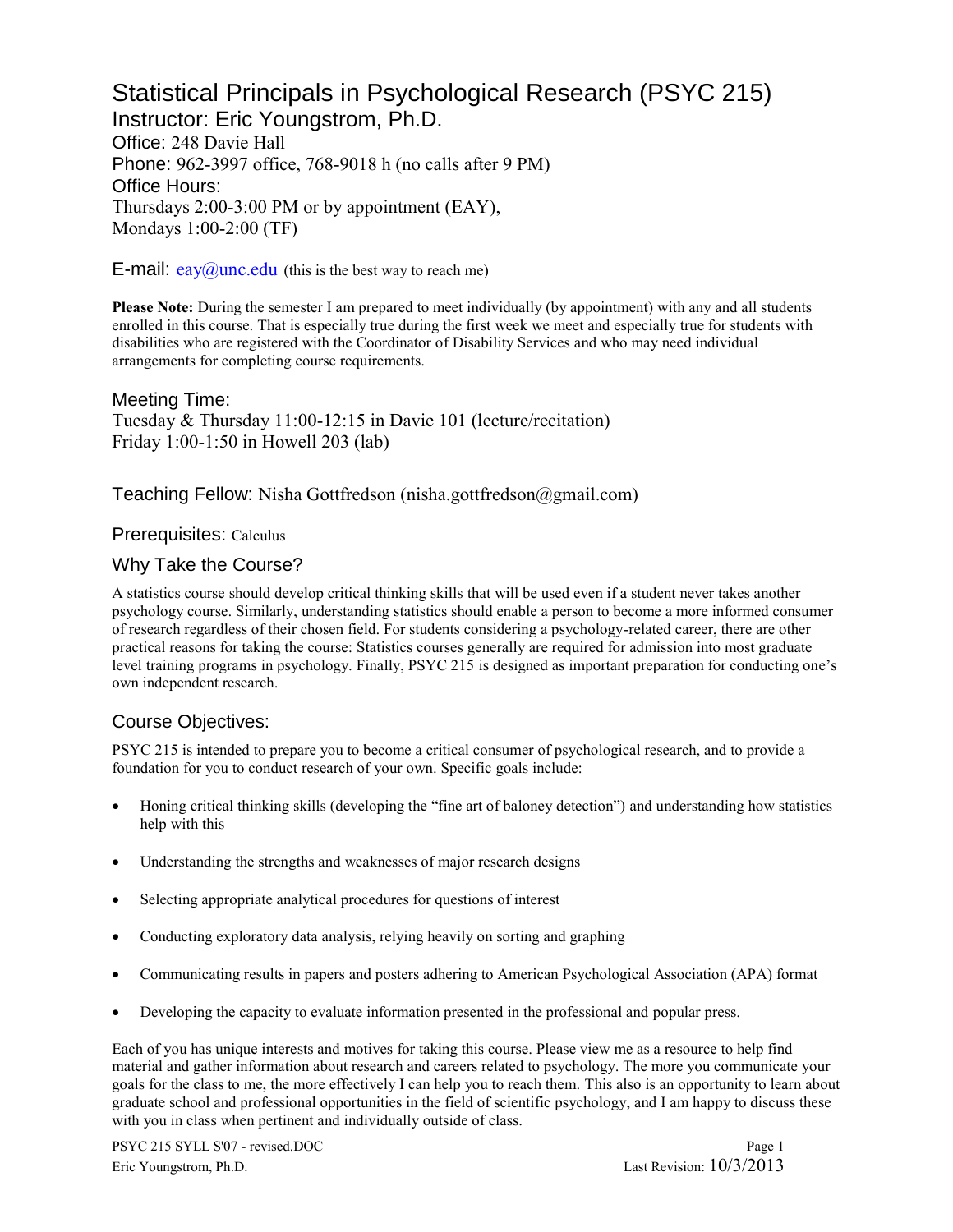# Statistical Principals in Psychological Research (PSYC 215)

## Instructor: Eric Youngstrom, Ph.D.

Office: 248 Davie Hall

Phone: 962-3997 office, 768-9018 h (no calls after 9 PM)

Office Hours:

Thursdays 2:00-3:00 PM or by appointment (EAY),

Mondays 1:00-2:00 (TF)

E-mail: eay@unc.edu (this is the best way to reach me)

**Please Note:** During the semester I am prepared to meet individually (by appointment) with any and all students enrolled in this course. That is especially true during the first week we meet and especially true for students with disabilities who are registered with the Coordinator of Disability Services and who may need individual arrangements for completing course requirements.

Meeting Time:

Tuesday & Thursday 11:00-12:15 in Davie 101 (lecture/recitation)

Friday 1:00-1:50 in Howell 203 (lab)

Teaching Fellow: Nisha Gottfredson (nisha.gottfredson@gmail.com)

Prerequisites: Calculus

### Why Take the Course?

A statistics course should develop critical thinking skills that will be used even if a student never takes another psychology course. Similarly, understanding statistics should enable a person to become a more informed consumer of research regardless of their chosen field. For students considering a psychology-related career, there are other practical reasons for taking the course: Statistics courses generally are required for admission into most graduate level training programs in psychology. Finally, PSYC 215 is designed as important preparation for conducting one's own independent research.

### Course Objectives:

PSYC 215 is intended to prepare you to become a critical consumer of psychological research, and to provide a foundation for you to conduct research of your own. Specific goals include:

- Honing critical thinking skills (developing the "fine art of baloney detection") and understanding how statistics help with this
- Understanding the strengths and weaknesses of major research designs
- Selecting appropriate analytical procedures for questions of interest
- Conducting exploratory data analysis, relying heavily on sorting and graphing
- Communicating results in papers and posters adhering to American Psychological Association (APA) format
- Developing the capacity to evaluate information presented in the professional and popular press.

Each of you has unique interests and motives for taking this course. Please view me as a resource to help find material and gather information about research and careers related to psychology. The more you communicate your goals for the class to me, the more effectively I can help you to reach them. This also is an opportunity to learn about graduate school and professional opportunities in the field of scientific psychology, and I am happy to discuss these with you in class when pertinent and individually outside of class.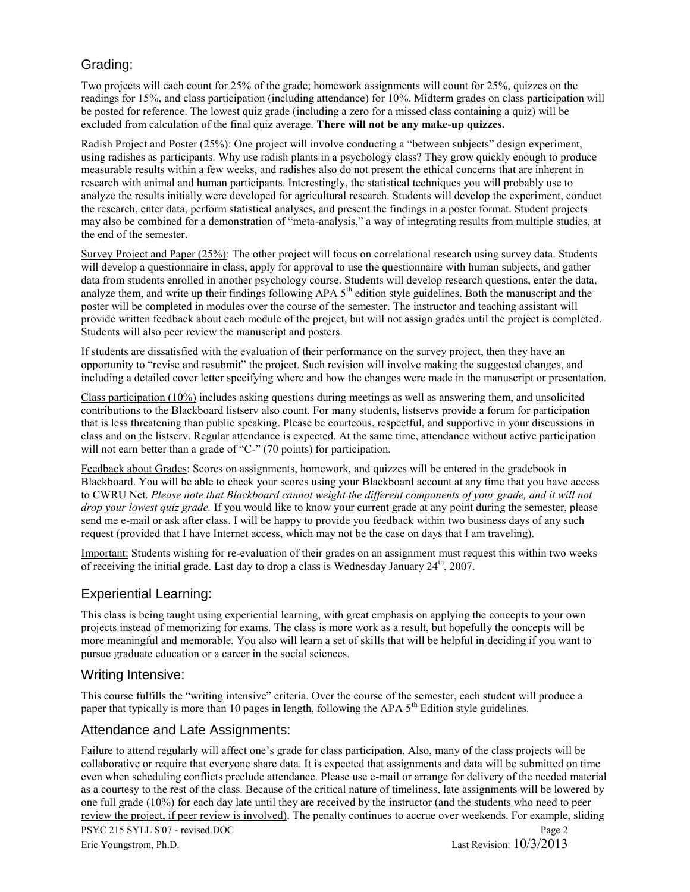## Grading:

Two projects will each count for 25% of the grade; homework assignments will count for 25%, quizzes on the readings for 15%, and class participation (including attendance) for 10%. Midterm grades on class participation will be posted for reference. The lowest quiz grade (including a zero for a missed class containing a quiz) will be excluded from calculation of the final quiz average. **There will not be any make-up quizzes.**

Radish Project and Poster (25%): One project will involve conducting a "between subjects" design experiment, using radishes as participants. Why use radish plants in a psychology class? They grow quickly enough to produce measurable results within a few weeks, and radishes also do not present the ethical concerns that are inherent in research with animal and human participants. Interestingly, the statistical techniques you will probably use to analyze the results initially were developed for agricultural research. Students will develop the experiment, conduct the research, enter data, perform statistical analyses, and present the findings in a poster format. Student projects may also be combined for a demonstration of "meta-analysis," a way of integrating results from multiple studies, at the end of the semester.

Survey Project and Paper (25%): The other project will focus on correlational research using survey data. Students will develop a questionnaire in class, apply for approval to use the questionnaire with human subjects, and gather data from students enrolled in another psychology course. Students will develop research questions, enter the data, analyze them, and write up their findings following APA 5th edition style guidelines. Both the manuscript and the poster will be completed in modules over the course of the semester. The instructor and teaching assistant will provide written feedback about each module of the project, but will not assign grades until the project is completed. Students will also peer review the manuscript and posters.

If students are dissatisfied with the evaluation of their performance on the survey project, then they have an opportunity to "revise and resubmit" the project. Such revision will involve making the suggested changes, and including a detailed cover letter specifying where and how the changes were made in the manuscript or presentation.

Class participation (10%) includes asking questions during meetings as well as answering them, and unsolicited contributions to the Blackboard listserv also count. For many students, listservs provide a forum for participation that is less threatening than public speaking. Please be courteous, respectful, and supportive in your discussions in class and on the listserv. Regular attendance is expected. At the same time, attendance without active participation will not earn better than a grade of "C-" (70 points) for participation.

Feedback about Grades: Scores on assignments, homework, and quizzes will be entered in the gradebook in Blackboard. You will be able to check your scores using your Blackboard account at any time that you have access to CWRU Net. *Please note that Blackboard cannot weight the different components of your grade, and it will not drop your lowest quiz grade.* If you would like to know your current grade at any point during the semester, please send me e-mail or ask after class. I will be happy to provide you feedback within two business days of any such request (provided that I have Internet access, which may not be the case on days that I am traveling).

Important: Students wishing for re-evaluation of their grades on an assignment must request this within two weeks of receiving the initial grade. Last day to drop a class is Wednesday January 24th, 2007.

## Experiential Learning:

This class is being taught using experiential learning, with great emphasis on applying the concepts to your own projects instead of memorizing for exams. The class is more work as a result, but hopefully the concepts will be more meaningful and memorable. You also will learn a set of skills that will be helpful in deciding if you want to pursue graduate education or a career in the social sciences.

## Writing Intensive:

This course fulfills the "writing intensive" criteria. Over the course of the semester, each student will produce a paper that typically is more than 10 pages in length, following the APA 5th Edition style guidelines.

## Attendance and Late Assignments:

Failure to attend regularly will affect one's grade for class participation. Also, many of the class projects will be collaborative or require that everyone share data. It is expected that assignments and data will be submitted on time even when scheduling conflicts preclude attendance. Please use e-mail or arrange for delivery of the needed material as a courtesy to the rest of the class. Because of the critical nature of timeliness, late assignments will be lowered by one full grade (10%) for each day late until they are received by the instructor (and the students who need to peer review the project, if peer review is involved). The penalty continues to accrue over weekends. For example, sliding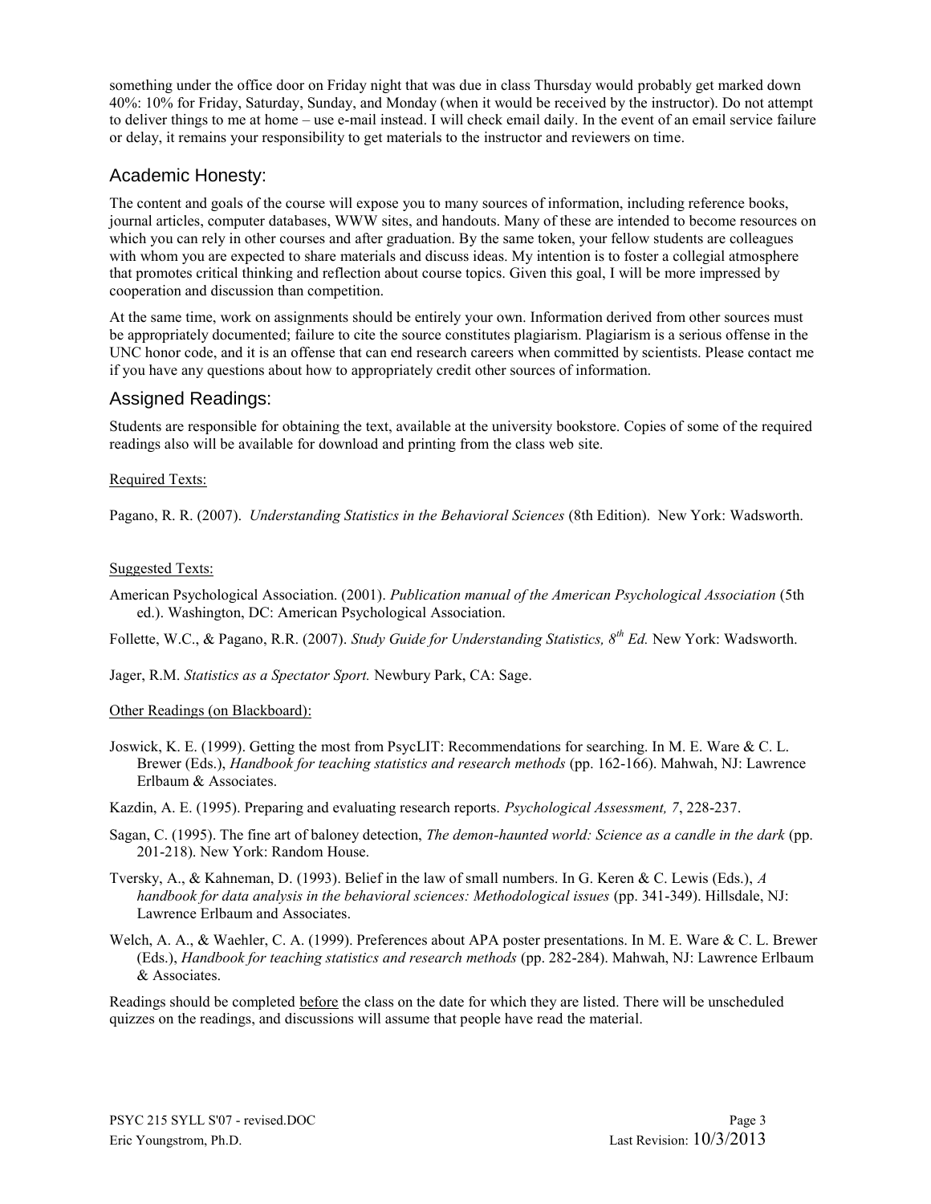something under the office door on Friday night that was due in class Thursday would probably get marked down 40%: 10% for Friday, Saturday, Sunday, and Monday (when it would be received by the instructor). Do not attempt to deliver things to me at home – use e-mail instead. I will check email daily. In the event of an email service failure or delay, it remains your responsibility to get materials to the instructor and reviewers on time.

## Academic Honesty:

The content and goals of the course will expose you to many sources of information, including reference books, journal articles, computer databases, WWW sites, and handouts. Many of these are intended to become resources on which you can rely in other courses and after graduation. By the same token, your fellow students are colleagues with whom you are expected to share materials and discuss ideas. My intention is to foster a collegial atmosphere that promotes critical thinking and reflection about course topics. Given this goal, I will be more impressed by cooperation and discussion than competition.

At the same time, work on assignments should be entirely your own. Information derived from other sources must be appropriately documented; failure to cite the source constitutes plagiarism. Plagiarism is a serious offense in the UNC honor code, and it is an offense that can end research careers when committed by scientists. Please contact me if you have any questions about how to appropriately credit other sources of information.

## Assigned Readings:

Students are responsible for obtaining the text, available at the university bookstore. Copies of some of the required readings also will be available for download and printing from the class web site.

<u>Required Texts:</u>

Pagano, R. R. (2007). *Understanding Statistics in the Behavioral Sciences* (8th Edition). New York: Wadsworth.

<u>Suggested Texts:</u>

American Psychological Association. (2001). *Publication manual of the American Psychological Association* (5th ed.). Washington, DC: American Psychological Association.

Follette, W.C., & Pagano, R.R. (2007). *Study Guide for Understanding Statistics, 8th Ed.* New York: Wadsworth.

Jager, R.M. *Statistics as a Spectator Sport.* Newbury Park, CA: Sage.

<u>Other Readings (on Blackboard):</u>

Joswick, K. E. (1999). Getting the most from PsycLIT: Recommendations for searching. In M. E. Ware & C. L. Brewer (Eds.), *Handbook for teaching statistics and research methods* (pp. 162-166). Mahwah, NJ: Lawrence Erlbaum & Associates.

Kazdin, A. E. (1995). Preparing and evaluating research reports. *Psychological Assessment, 7*, 228-237.

Sagan, C. (1995). The fine art of baloney detection, *The demon-haunted world: Science as a candle in the dark* (pp. 201-218). New York: Random House.

Tversky, A., & Kahneman, D. (1993). Belief in the law of small numbers. In G. Keren & C. Lewis (Eds.), *A handbook for data analysis in the behavioral sciences: Methodological issues* (pp. 341-349). Hillsdale, NJ: Lawrence Erlbaum and Associates.

Welch, A. A., & Waehler, C. A. (1999). Preferences about APA poster presentations. In M. E. Ware & C. L. Brewer (Eds.), *Handbook for teaching statistics and research methods* (pp. 282-284). Mahwah, NJ: Lawrence Erlbaum & Associates.

Readings should be completed <u>before</u> the class on the date for which they are listed. There will be unscheduled quizzes on the readings, and discussions will assume that people have read the material.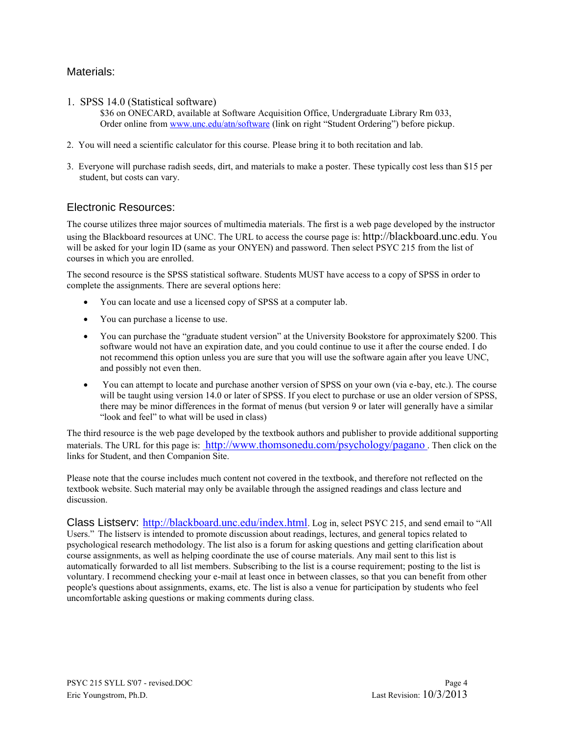## Materials:

1. SPSS 14.0 (Statistical software)
   $36 on ONECARD, available at Software Acquisition Office, Undergraduate Library Rm 033, Order online from www.unc.edu/atn/software (link on right "Student Ordering") before pickup.

2. You will need a scientific calculator for this course. Please bring it to both recitation and lab.

3. Everyone will purchase radish seeds, dirt, and materials to make a poster. These typically cost less than $15 per student, but costs can vary.

## Electronic Resources:

The course utilizes three major sources of multimedia materials. The first is a web page developed by the instructor using the Blackboard resources at UNC. The URL to access the course page is: http://blackboard.unc.edu. You will be asked for your login ID (same as your ONYEN) and password. Then select PSYC 215 from the list of courses in which you are enrolled.

The second resource is the SPSS statistical software. Students MUST have access to a copy of SPSS in order to complete the assignments. There are several options here:

- You can locate and use a licensed copy of SPSS at a computer lab.
- You can purchase a license to use.
- You can purchase the "graduate student version" at the University Bookstore for approximately $200. This software would not have an expiration date, and you could continue to use it after the course ended. I do not recommend this option unless you are sure that you will use the software again after you leave UNC, and possibly not even then.
- You can attempt to locate and purchase another version of SPSS on your own (via e-bay, etc.). The course will be taught using version 14.0 or later of SPSS. If you elect to purchase or use an older version of SPSS, there may be minor differences in the format of menus (but version 9 or later will generally have a similar "look and feel" to what will be used in class)

The third resource is the web page developed by the textbook authors and publisher to provide additional supporting materials. The URL for this page is: http://www.thomsonedu.com/psychology/pagano. Then click on the links for Student, and then Companion Site.

Please note that the course includes much content not covered in the textbook, and therefore not reflected on the textbook website. Such material may only be available through the assigned readings and class lecture and discussion.

**Class Listserv:** http://blackboard.unc.edu/index.html. Log in, select PSYC 215, and send email to "All Users." The listserv is intended to promote discussion about readings, lectures, and general topics related to psychological research methodology. The list also is a forum for asking questions and getting clarification about course assignments, as well as helping coordinate the use of course materials. Any mail sent to this list is automatically forwarded to all list members. Subscribing to the list is a course requirement; posting to the list is voluntary. I recommend checking your e-mail at least once in between classes, so that you can benefit from other people's questions about assignments, exams, etc. The list is also a venue for participation by students who feel uncomfortable asking questions or making comments during class.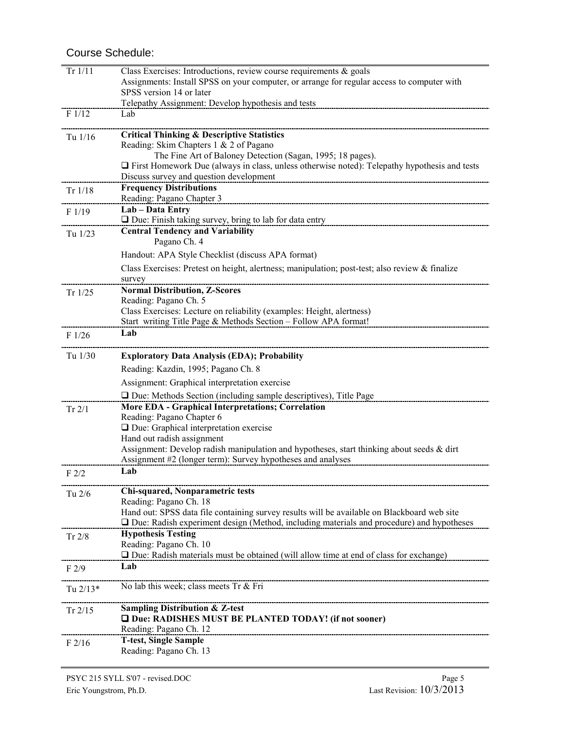## Course Schedule:

| | |
|---|---|
| Tr 1/11 | Class Exercises: Introductions, review course requirements & goals<br>Assignments: Install SPSS on your computer, or arrange for regular access to computer with SPSS version 14 or later<br>Telepathy Assignment: Develop hypothesis and tests |
| F 1/12 | Lab |
| Tu 1/16 | **Critical Thinking & Descriptive Statistics**<br>Reading: Skim Chapters 1 & 2 of Pagano<br>The Fine Art of Baloney Detection (Sagan, 1995; 18 pages).<br>❑ First Homework Due (always in class, unless otherwise noted): Telepathy hypothesis and tests<br>Discuss survey and question development |
| Tr 1/18 | **Frequency Distributions**<br>Reading: Pagano Chapter 3 |
| F 1/19 | **Lab – Data Entry**<br>❑ Due: Finish taking survey, bring to lab for data entry |
| Tu 1/23 | **Central Tendency and Variability**<br>Pagano Ch. 4<br>Handout: APA Style Checklist (discuss APA format)<br>Class Exercises: Pretest on height, alertness; manipulation; post-test; also review & finalize survey |
| Tr 1/25 | **Normal Distribution, Z-Scores**<br>Reading: Pagano Ch. 5<br>Class Exercises: Lecture on reliability (examples: Height, alertness)<br>Start writing Title Page & Methods Section – Follow APA format! |
| F 1/26 | **Lab** |
| Tu 1/30 | **Exploratory Data Analysis (EDA); Probability**<br>Reading: Kazdin, 1995; Pagano Ch. 8<br>Assignment: Graphical interpretation exercise<br>❑ Due: Methods Section (including sample descriptives), Title Page |
| Tr 2/1 | **More EDA - Graphical Interpretations; Correlation**<br>Reading: Pagano Chapter 6<br>❑ Due: Graphical interpretation exercise<br>Hand out radish assignment<br>Assignment: Develop radish manipulation and hypotheses, start thinking about seeds & dirt<br>Assignment #2 (longer term): Survey hypotheses and analyses |
| F 2/2 | **Lab** |
| Tu 2/6 | **Chi-squared, Nonparametric tests**<br>Reading: Pagano Ch. 18<br>Hand out: SPSS data file containing survey results will be available on Blackboard web site<br>❑ Due: Radish experiment design (Method, including materials and procedure) and hypotheses |
| Tr 2/8 | **Hypothesis Testing**<br>Reading: Pagano Ch. 10<br>❑ Due: Radish materials must be obtained (will allow time at end of class for exchange) |
| F 2/9 | **Lab** |
| Tu 2/13* | No lab this week; class meets Tr & Fri |
| Tr 2/15 | **Sampling Distribution & Z-test**<br>**❑ Due: RADISHES MUST BE PLANTED TODAY! (if not sooner)**<br>Reading: Pagano Ch. 12 |
| F 2/16 | **T-test, Single Sample**<br>Reading: Pagano Ch. 13 |

PSYC 215 SYLL S'07 - revised.DOC
Eric Youngstrom, Ph.D.
Last Revision: 10/3/2013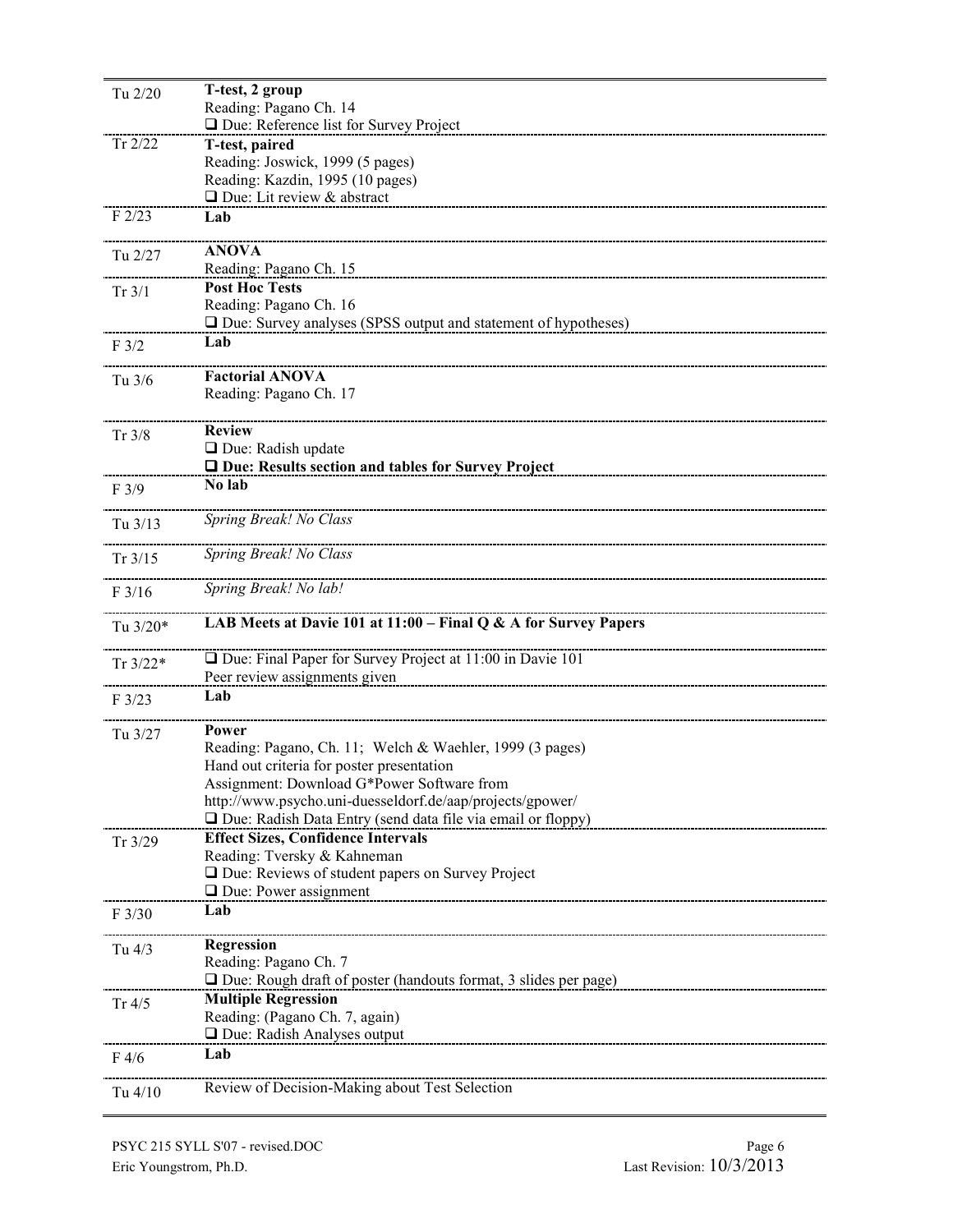| Date | Topic / Activities |
|---|---|
| Tu 2/20 | **T-test, 2 group**<br>Reading: Pagano Ch. 14<br>❑ Due: Reference list for Survey Project |
| Tr 2/22 | **T-test, paired**<br>Reading: Joswick, 1999 (5 pages)<br>Reading: Kazdin, 1995 (10 pages)<br>❑ Due: Lit review & abstract |
| F 2/23 | **Lab** |
| Tu 2/27 | **ANOVA**<br>Reading: Pagano Ch. 15 |
| Tr 3/1 | **Post Hoc Tests**<br>Reading: Pagano Ch. 16<br>❑ Due: Survey analyses (SPSS output and statement of hypotheses) |
| F 3/2 | **Lab** |
| Tu 3/6 | **Factorial ANOVA**<br>Reading: Pagano Ch. 17 |
| Tr 3/8 | **Review**<br>❑ Due: Radish update<br>**❑ Due: Results section and tables for Survey Project** |
| F 3/9 | **No lab** |
| Tu 3/13 | *Spring Break! No Class* |
| Tr 3/15 | *Spring Break! No Class* |
| F 3/16 | *Spring Break! No lab!* |
| Tu 3/20* | **LAB Meets at Davie 101 at 11:00 – Final Q & A for Survey Papers** |
| Tr 3/22* | ❑ Due: Final Paper for Survey Project at 11:00 in Davie 101<br>Peer review assignments given |
| F 3/23 | **Lab** |
| Tu 3/27 | **Power**<br>Reading: Pagano, Ch. 11; Welch & Waehler, 1999 (3 pages)<br>Hand out criteria for poster presentation<br>Assignment: Download G*Power Software from<br>http://www.psycho.uni-duesseldorf.de/aap/projects/gpower/<br>❑ Due: Radish Data Entry (send data file via email or floppy) |
| Tr 3/29 | **Effect Sizes, Confidence Intervals**<br>Reading: Tversky & Kahneman<br>❑ Due: Reviews of student papers on Survey Project<br>❑ Due: Power assignment |
| F 3/30 | **Lab** |
| Tu 4/3 | **Regression**<br>Reading: Pagano Ch. 7<br>❑ Due: Rough draft of poster (handouts format, 3 slides per page) |
| Tr 4/5 | **Multiple Regression**<br>Reading: (Pagano Ch. 7, again)<br>❑ Due: Radish Analyses output |
| F 4/6 | **Lab** |
| Tu 4/10 | Review of Decision-Making about Test Selection |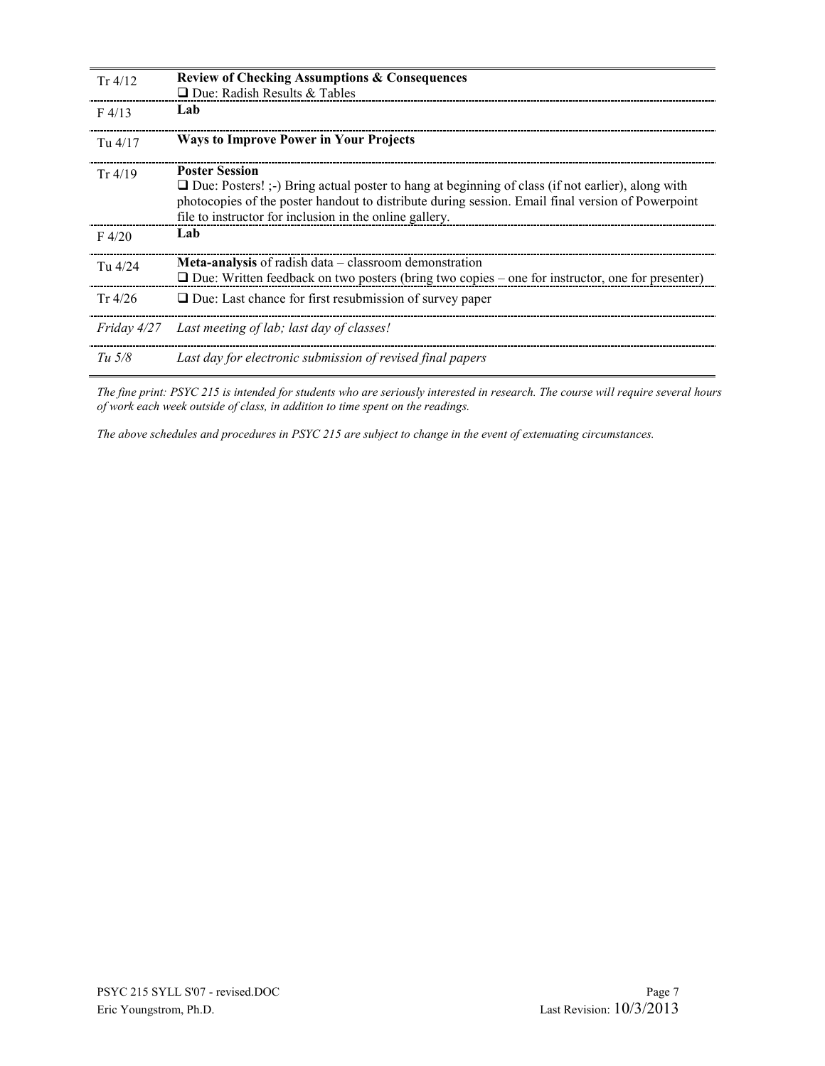| | |
|---|---|
| Tr 4/12 | **Review of Checking Assumptions & Consequences**<br>❑ Due: Radish Results & Tables |
| F 4/13 | **Lab** |
| Tu 4/17 | **Ways to Improve Power in Your Projects** |
| Tr 4/19 | **Poster Session**<br>❑ Due: Posters! ;-) Bring actual poster to hang at beginning of class (if not earlier), along with photocopies of the poster handout to distribute during session. Email final version of Powerpoint file to instructor for inclusion in the online gallery. |
| F 4/20 | **Lab** |
| Tu 4/24 | **Meta-analysis** of radish data – classroom demonstration<br>❑ Due: Written feedback on two posters (bring two copies – one for instructor, one for presenter) |
| Tr 4/26 | ❑ Due: Last chance for first resubmission of survey paper |
| *Friday 4/27* | *Last meeting of lab; last day of classes!* |
| *Tu 5/8* | *Last day for electronic submission of revised final papers* |

*The fine print: PSYC 215 is intended for students who are seriously interested in research. The course will require several hours of work each week outside of class, in addition to time spent on the readings.*

*The above schedules and procedures in PSYC 215 are subject to change in the event of extenuating circumstances.*